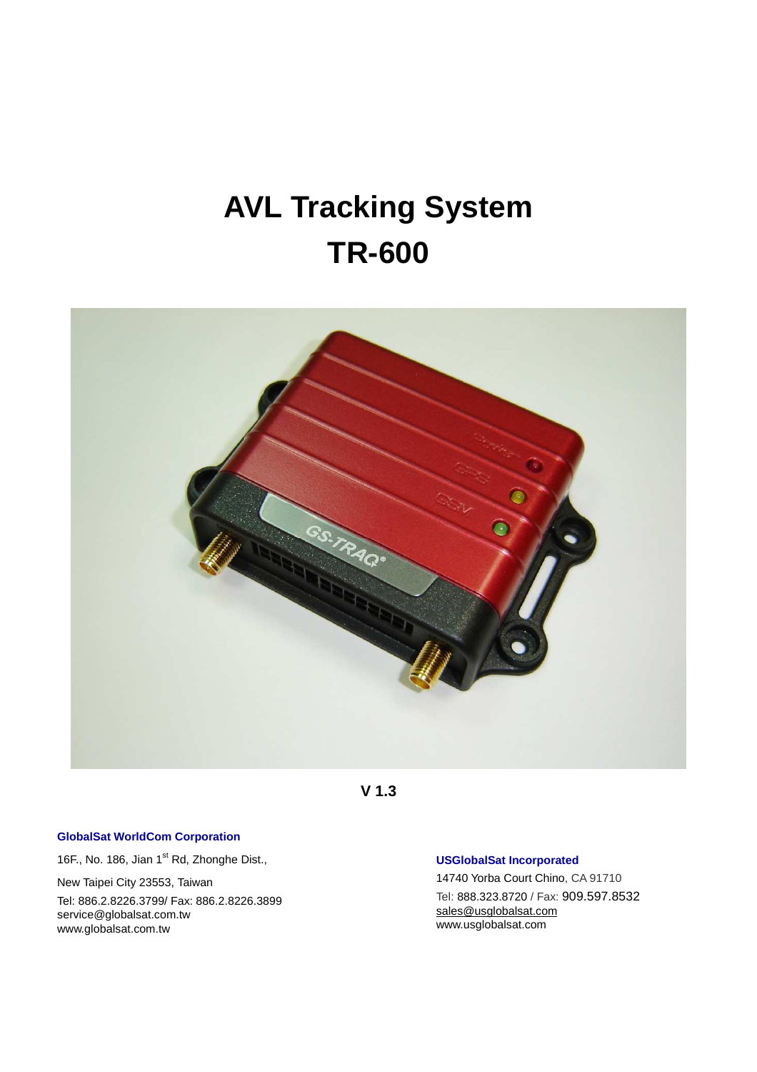# AVL Tracking System

# TR-600

**V 1.3**

**GlobalSat WorldCom Corporation**

16F., No. 186, Jian 1st Rd, Zhonghe Dist.,

New Taipei City 23553, Taiwan

Tel: 886.2.8226.3799/ Fax: 886.2.8226.3899
service@globalsat.com.tw
www.globalsat.com.tw

**USGlobalSat Incorporated**

14740 Yorba Court Chino, CA 91710

Tel: 888.323.8720 / Fax: 909.597.8532
sales@usglobalsat.com
www.usglobalsat.com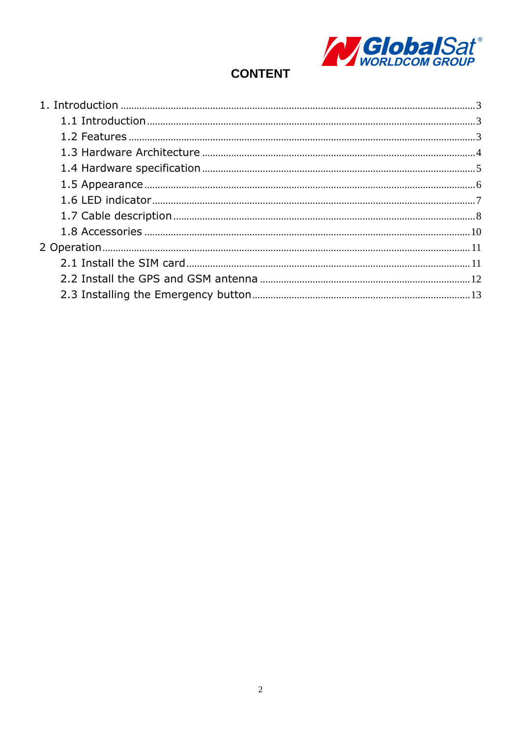# CONTENT

1. Introduction ....................................................................................................3
    - 1.1 Introduction ..............................................................................................3
    - 1.2 Features ....................................................................................................3
    - 1.3 Hardware Architecture ............................................................................4
    - 1.4 Hardware specification ...........................................................................5
    - 1.5 Appearance ..............................................................................................6
    - 1.6 LED indicator ...........................................................................................7
    - 1.7 Cable description .....................................................................................8
    - 1.8 Accessories .............................................................................................10
2. Operation ..........................................................................................................11
    - 2.1 Install the SIM card ................................................................................11
    - 2.2 Install the GPS and GSM antenna .........................................................12
    - 2.3 Installing the Emergency button ............................................................13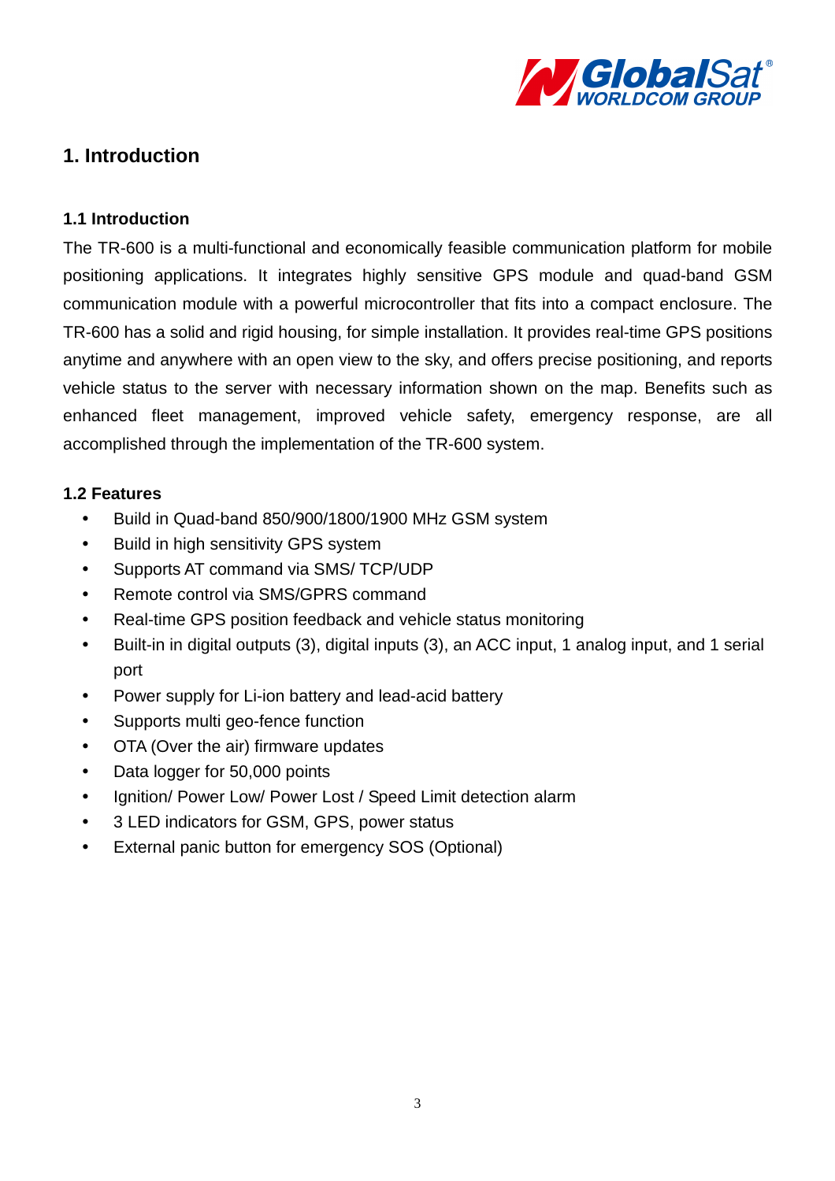# 1. Introduction

## 1.1 Introduction

The TR-600 is a multi-functional and economically feasible communication platform for mobile positioning applications. It integrates highly sensitive GPS module and quad-band GSM communication module with a powerful microcontroller that fits into a compact enclosure. The TR-600 has a solid and rigid housing, for simple installation. It provides real-time GPS positions anytime and anywhere with an open view to the sky, and offers precise positioning, and reports vehicle status to the server with necessary information shown on the map. Benefits such as enhanced fleet management, improved vehicle safety, emergency response, are all accomplished through the implementation of the TR-600 system.

## 1.2 Features

- Build in Quad-band 850/900/1800/1900 MHz GSM system
- Build in high sensitivity GPS system
- Supports AT command via SMS/ TCP/UDP
- Remote control via SMS/GPRS command
- Real-time GPS position feedback and vehicle status monitoring
- Built-in in digital outputs (3), digital inputs (3), an ACC input, 1 analog input, and 1 serial port
- Power supply for Li-ion battery and lead-acid battery
- Supports multi geo-fence function
- OTA (Over the air) firmware updates
- Data logger for 50,000 points
- Ignition/ Power Low/ Power Lost / Speed Limit detection alarm
- 3 LED indicators for GSM, GPS, power status
- External panic button for emergency SOS (Optional)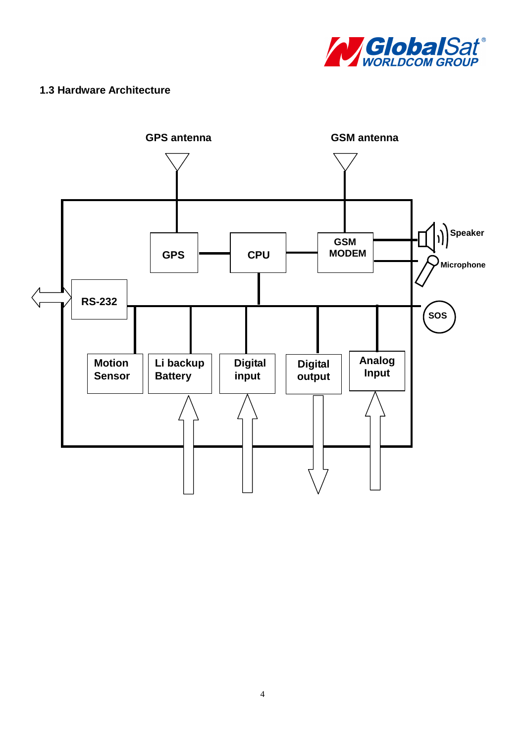### 1.3 Hardware Architecture

GPS antenna

GSM antenna

GPS

CPU

GSM MODEM

Speaker

Microphone

RS-232

SOS

Motion Sensor

Li backup Battery

Digital input

Digital output

Analog Input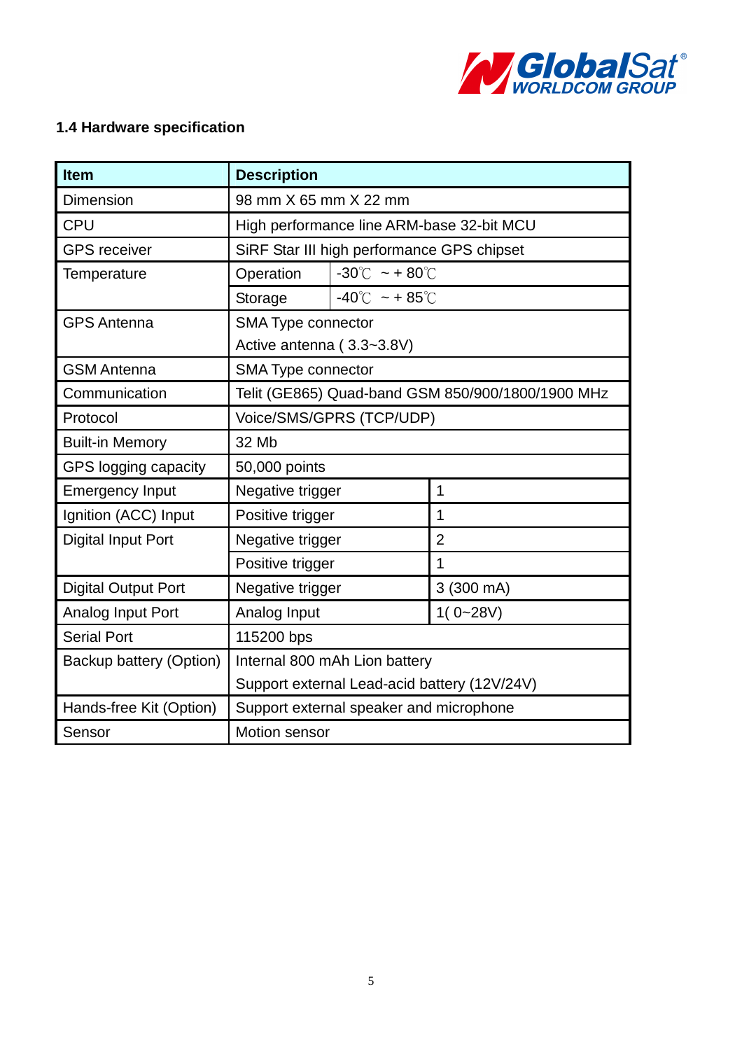### 1.4 Hardware specification

| Item | Description | | |
|---|---|---|---|
| Dimension | 98 mm X 65 mm X 22 mm | | |
| CPU | High performance line ARM-base 32-bit MCU | | |
| GPS receiver | SiRF Star III high performance GPS chipset | | |
| Temperature | Operation | -30℃ ~ + 80℃ | |
| | Storage | -40℃ ~ + 85℃ | |
| GPS Antenna | SMA Type connector<br>Active antenna ( 3.3~3.8V) | | |
| GSM Antenna | SMA Type connector | | |
| Communication | Telit (GE865) Quad-band GSM 850/900/1800/1900 MHz | | |
| Protocol | Voice/SMS/GPRS (TCP/UDP) | | |
| Built-in Memory | 32 Mb | | |
| GPS logging capacity | 50,000 points | | |
| Emergency Input | Negative trigger | | 1 |
| Ignition (ACC) Input | Positive trigger | | 1 |
| Digital Input Port | Negative trigger | | 2 |
| | Positive trigger | | 1 |
| Digital Output Port | Negative trigger | | 3 (300 mA) |
| Analog Input Port | Analog Input | | 1( 0~28V) |
| Serial Port | 115200 bps | | |
| Backup battery (Option) | Internal 800 mAh Lion battery<br>Support external Lead-acid battery (12V/24V) | | |
| Hands-free Kit (Option) | Support external speaker and microphone | | |
| Sensor | Motion sensor | | |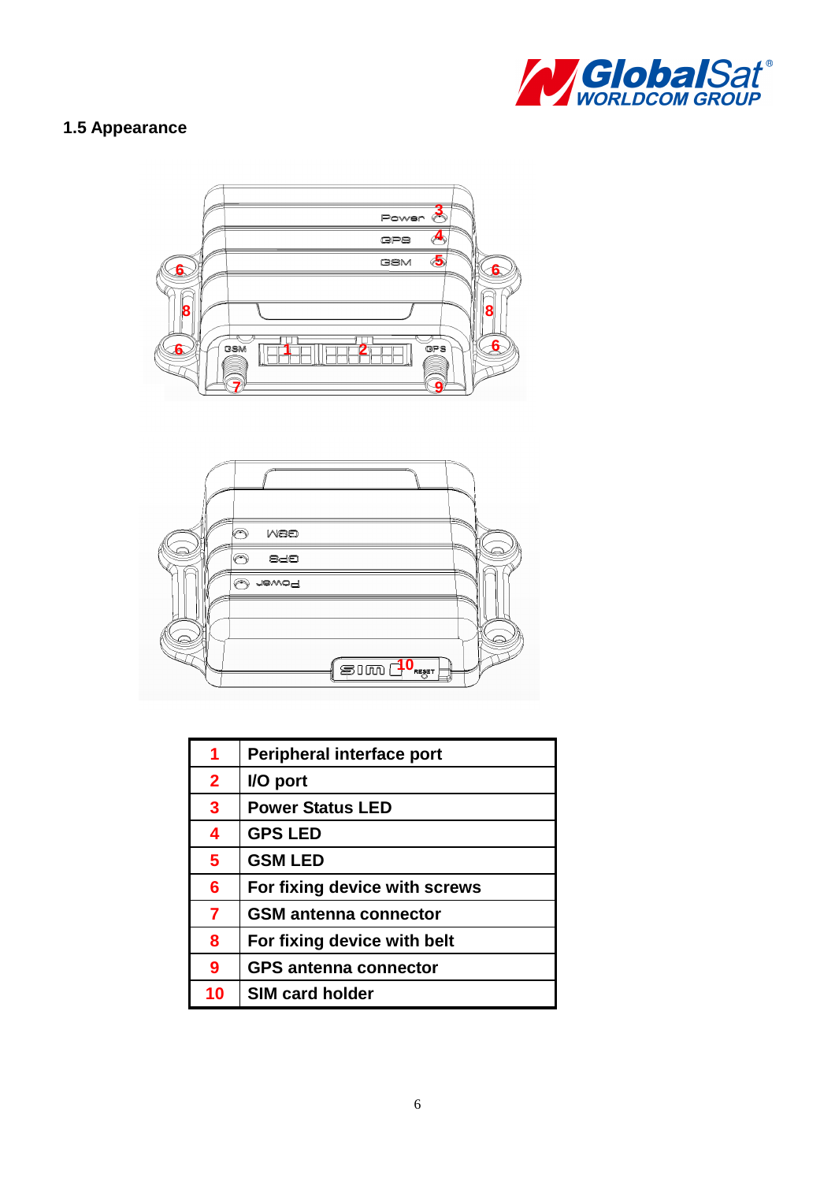## 1.5 Appearance

Power 3
GPS 4
GSM 5
6
6
8
8
6
6
GSM 1 2 GPS
7
9

GSM
GPS
Power
SIM 10 RESET

| | |
|---|---|
| 1 | Peripheral interface port |
| 2 | I/O port |
| 3 | Power Status LED |
| 4 | GPS LED |
| 5 | GSM LED |
| 6 | For fixing device with screws |
| 7 | GSM antenna connector |
| 8 | For fixing device with belt |
| 9 | GPS antenna connector |
| 10 | SIM card holder |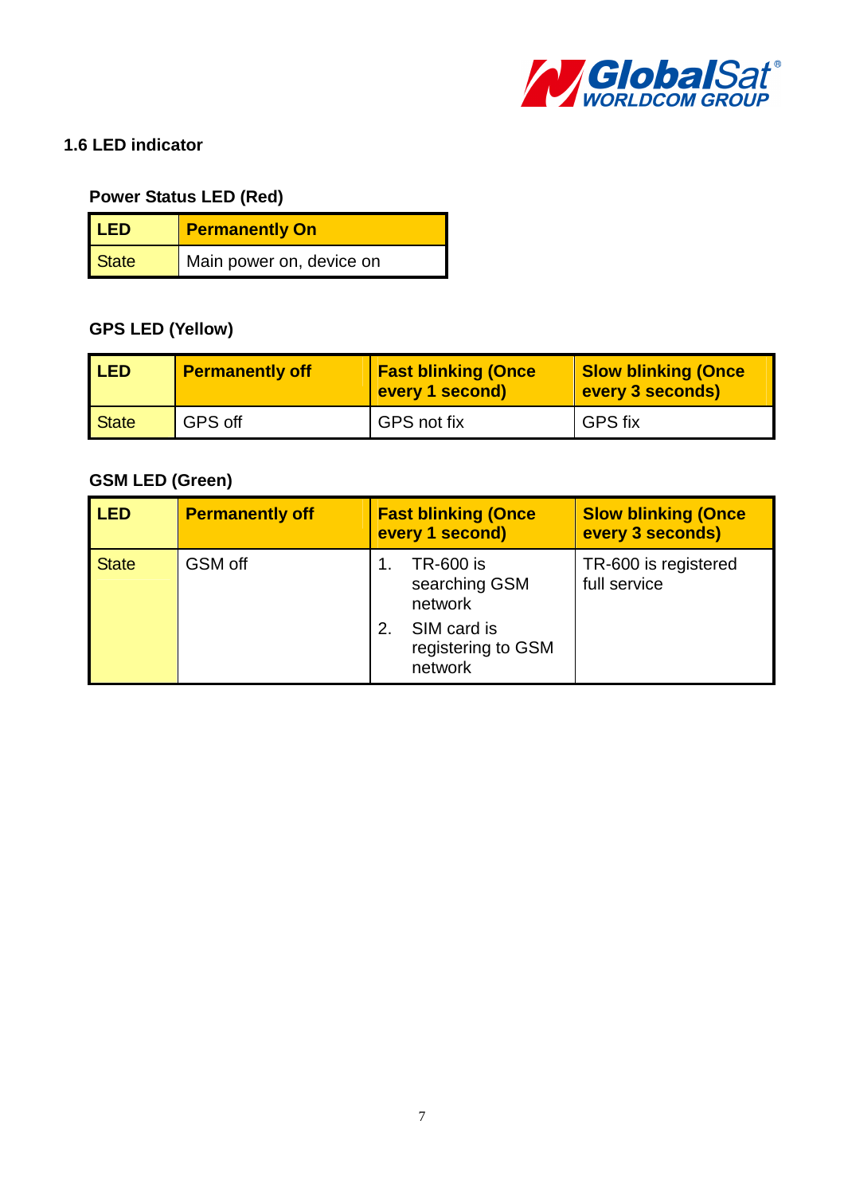## 1.6 LED indicator

### Power Status LED (Red)

| LED | Permanently On |
|---|---|
| State | Main power on, device on |

### GPS LED (Yellow)

| LED | Permanently off | Fast blinking (Once every 1 second) | Slow blinking (Once every 3 seconds) |
|---|---|---|---|
| State | GPS off | GPS not fix | GPS fix |

### GSM LED (Green)

| LED | Permanently off | Fast blinking (Once every 1 second) | Slow blinking (Once every 3 seconds) |
|---|---|---|---|
| State | GSM off | 1. TR-600 is searching GSM network<br>2. SIM card is registering to GSM network | TR-600 is registered full service |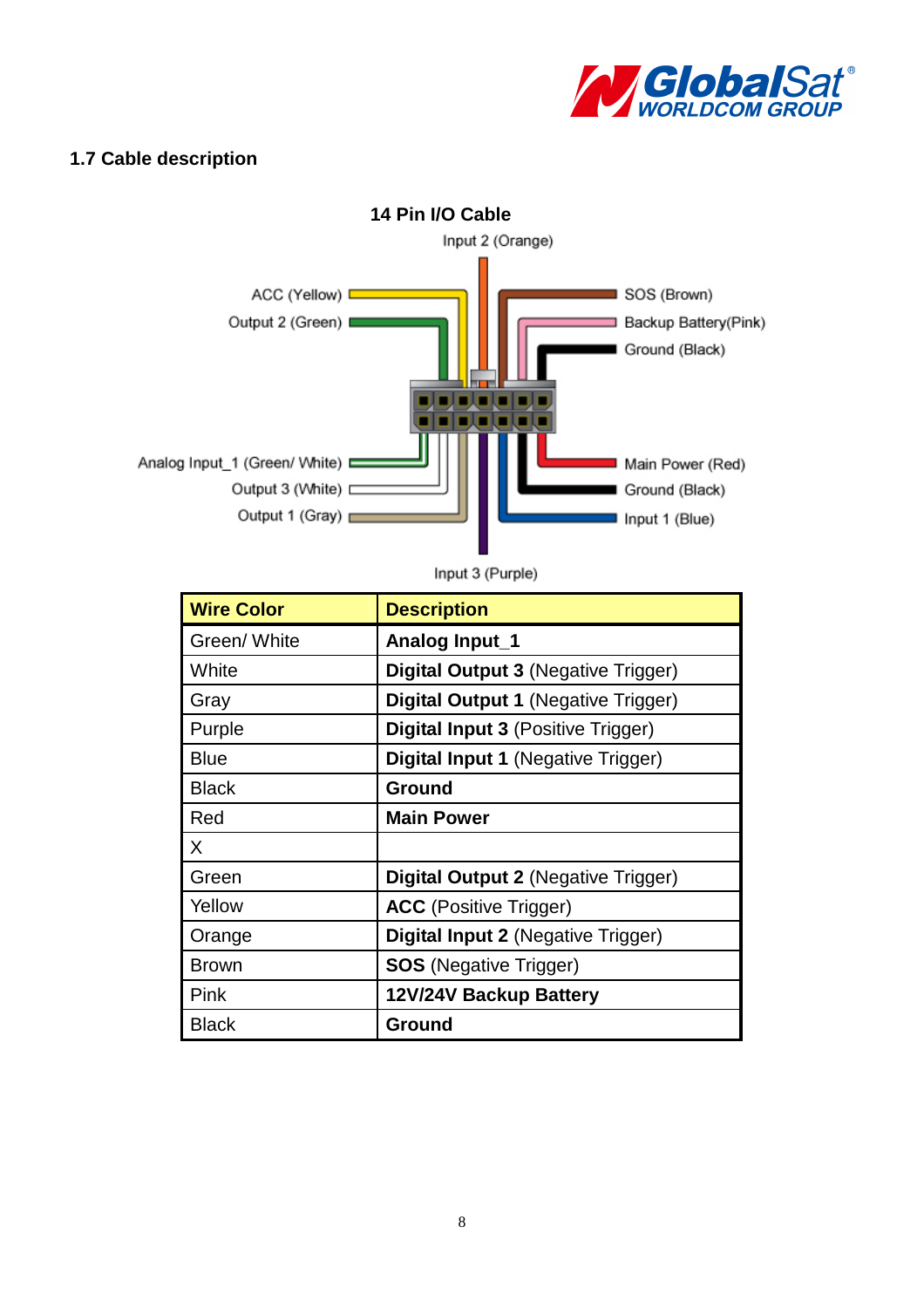### 1.7 Cable description

14 Pin I/O Cable

Input 2 (Orange)

ACC (Yellow)

Output 2 (Green)

SOS (Brown)

Backup Battery(Pink)

Ground (Black)

Analog Input_1 (Green/ White)

Output 3 (White)

Output 1 (Gray)

Main Power (Red)

Ground (Black)

Input 1 (Blue)

Input 3 (Purple)

| Wire Color | Description |
|---|---|
| Green/ White | **Analog Input_1** |
| White | **Digital Output 3** (Negative Trigger) |
| Gray | **Digital Output 1** (Negative Trigger) |
| Purple | **Digital Input 3** (Positive Trigger) |
| Blue | **Digital Input 1** (Negative Trigger) |
| Black | **Ground** |
| Red | **Main Power** |
| X | |
| Green | **Digital Output 2** (Negative Trigger) |
| Yellow | **ACC** (Positive Trigger) |
| Orange | **Digital Input 2** (Negative Trigger) |
| Brown | **SOS** (Negative Trigger) |
| Pink | **12V/24V Backup Battery** |
| Black | **Ground** |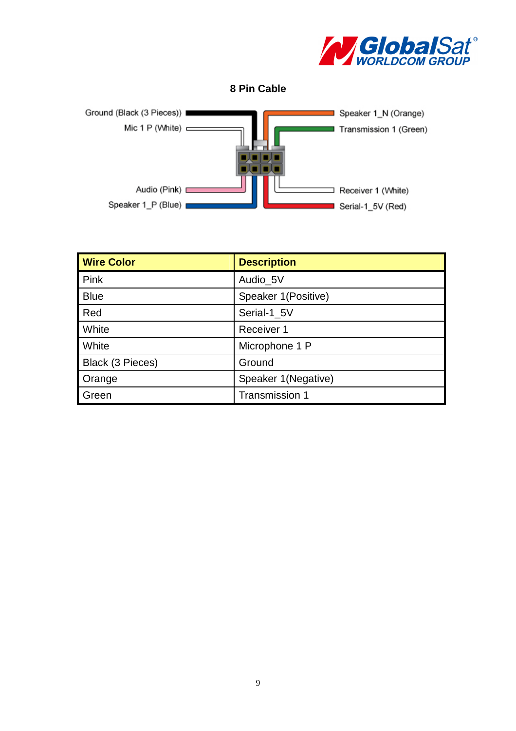## 8 Pin Cable

Ground (Black (3 Pieces))

Mic 1 P (White)

Audio (Pink)

Speaker 1_P (Blue)

Speaker 1_N (Orange)

Transmission 1 (Green)

Receiver 1 (White)

Serial-1_5V (Red)

| Wire Color | Description |
|---|---|
| Pink | Audio_5V |
| Blue | Speaker 1(Positive) |
| Red | Serial-1_5V |
| White | Receiver 1 |
| White | Microphone 1 P |
| Black (3 Pieces) | Ground |
| Orange | Speaker 1(Negative) |
| Green | Transmission 1 |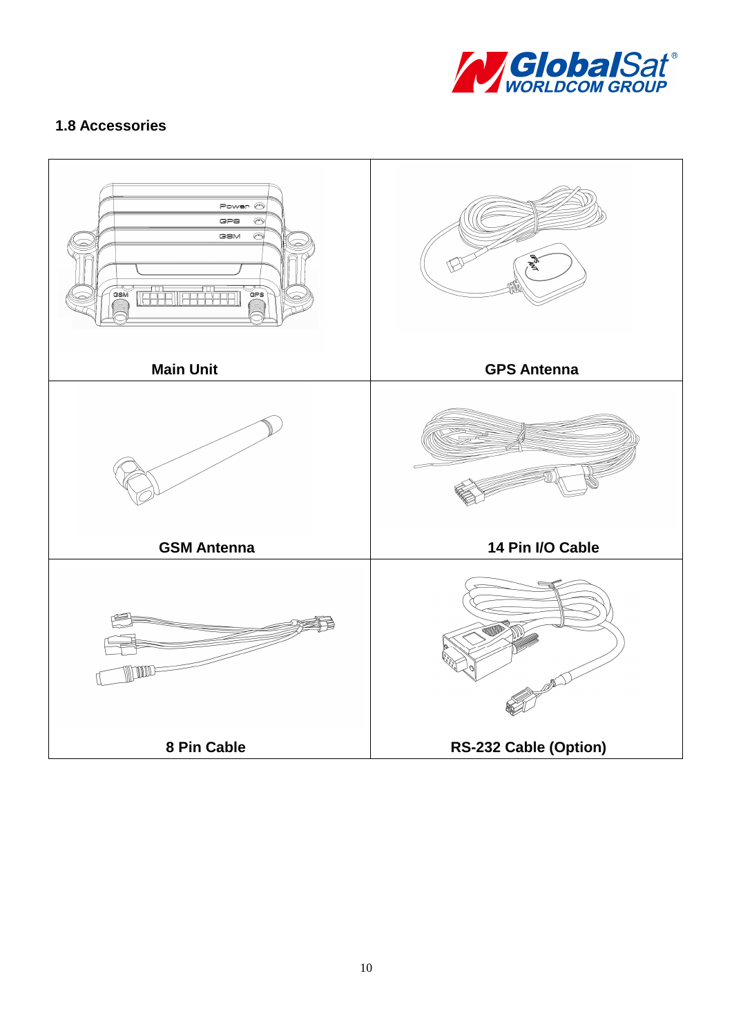## 1.8 Accessories

| | |
|---|---|
| **Main Unit** | **GPS Antenna** |
| **GSM Antenna** | **14 Pin I/O Cable** |
| **8 Pin Cable** | **RS-232 Cable (Option)** |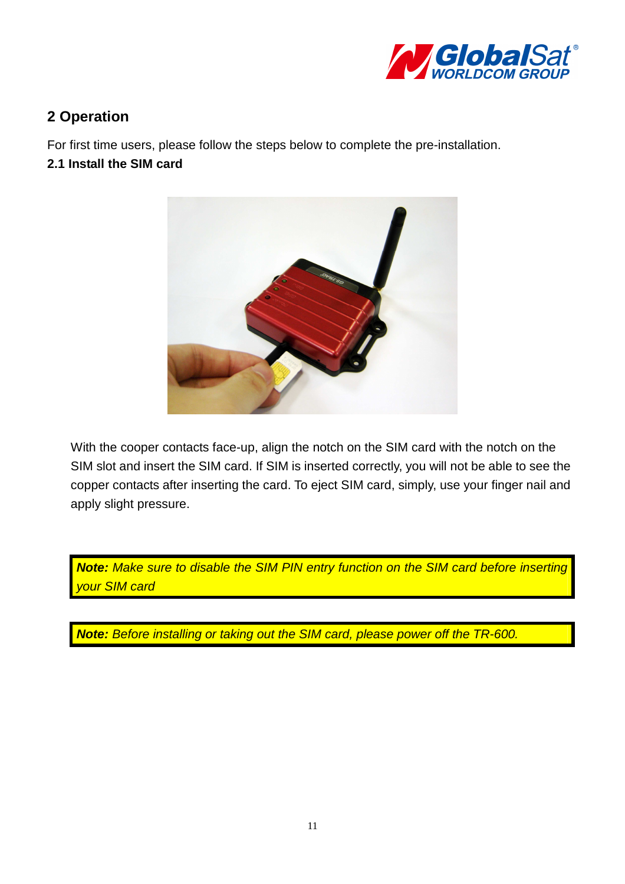## 2 Operation

For first time users, please follow the steps below to complete the pre-installation.

### 2.1 Install the SIM card

With the cooper contacts face-up, align the notch on the SIM card with the notch on the SIM slot and insert the SIM card. If SIM is inserted correctly, you will not be able to see the copper contacts after inserting the card. To eject SIM card, simply, use your finger nail and apply slight pressure.

***Note:*** *Make sure to disable the SIM PIN entry function on the SIM card before inserting your SIM card*

***Note:*** *Before installing or taking out the SIM card, please power off the TR-600.*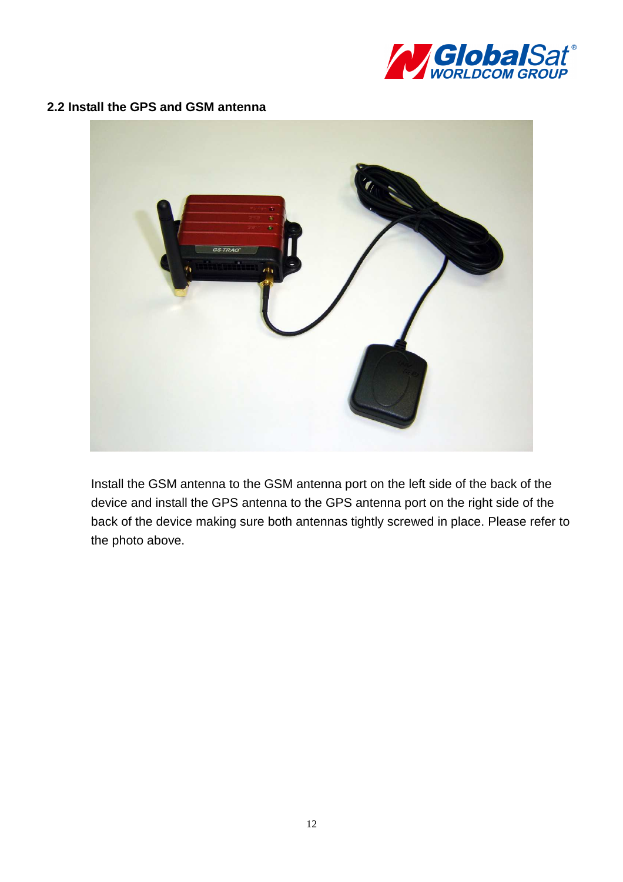## 2.2 Install the GPS and GSM antenna

Install the GSM antenna to the GSM antenna port on the left side of the back of the device and install the GPS antenna to the GPS antenna port on the right side of the back of the device making sure both antennas tightly screwed in place. Please refer to the photo above.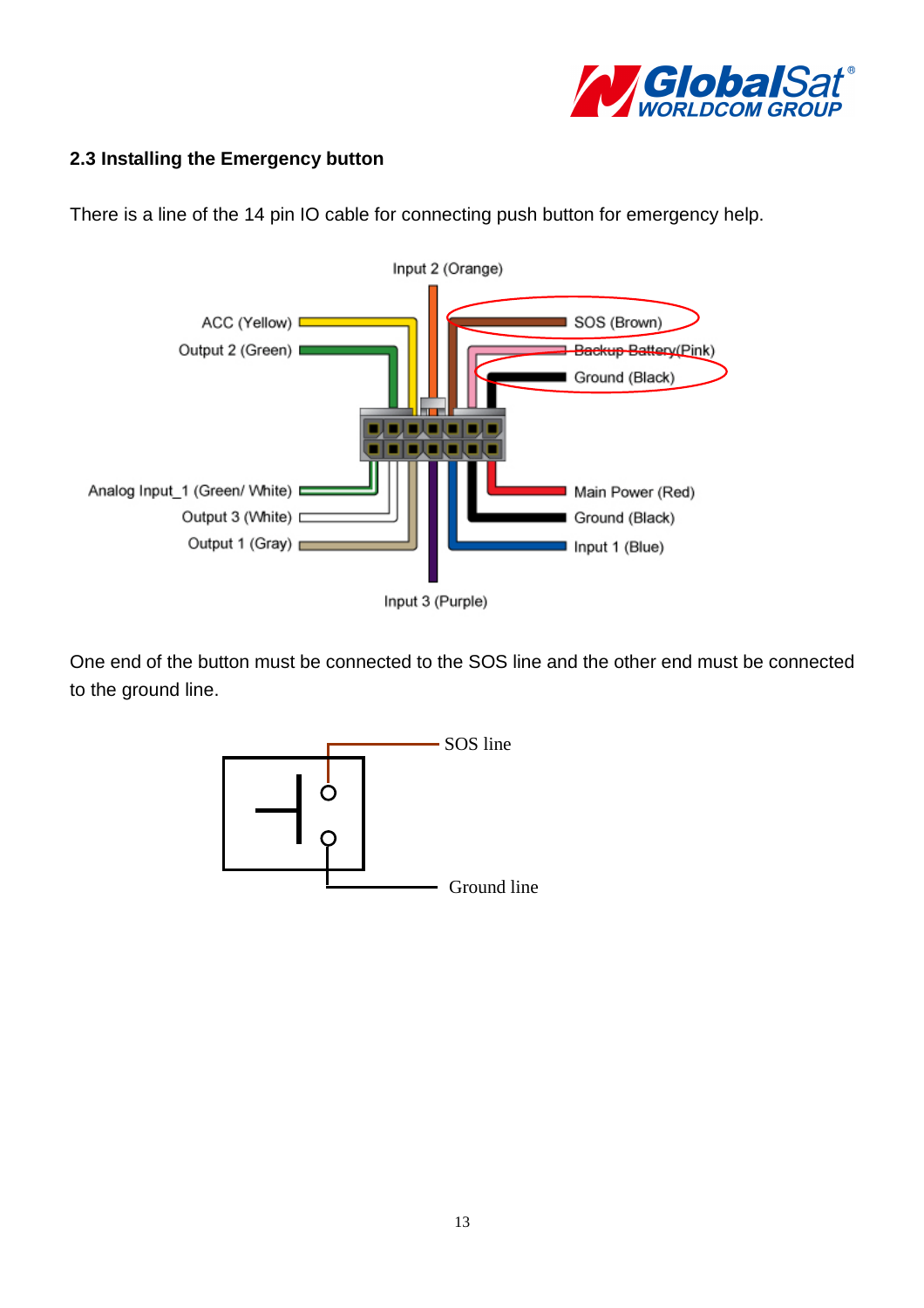## 2.3 Installing the Emergency button

There is a line of the 14 pin IO cable for connecting push button for emergency help.

Input 2 (Orange)

ACC (Yellow)

Output 2 (Green)

SOS (Brown)

Backup Battery(Pink)

Ground (Black)

Analog Input_1 (Green/ White)

Output 3 (White)

Output 1 (Gray)

Main Power (Red)

Ground (Black)

Input 1 (Blue)

Input 3 (Purple)

One end of the button must be connected to the SOS line and the other end must be connected to the ground line.

SOS line

Ground line